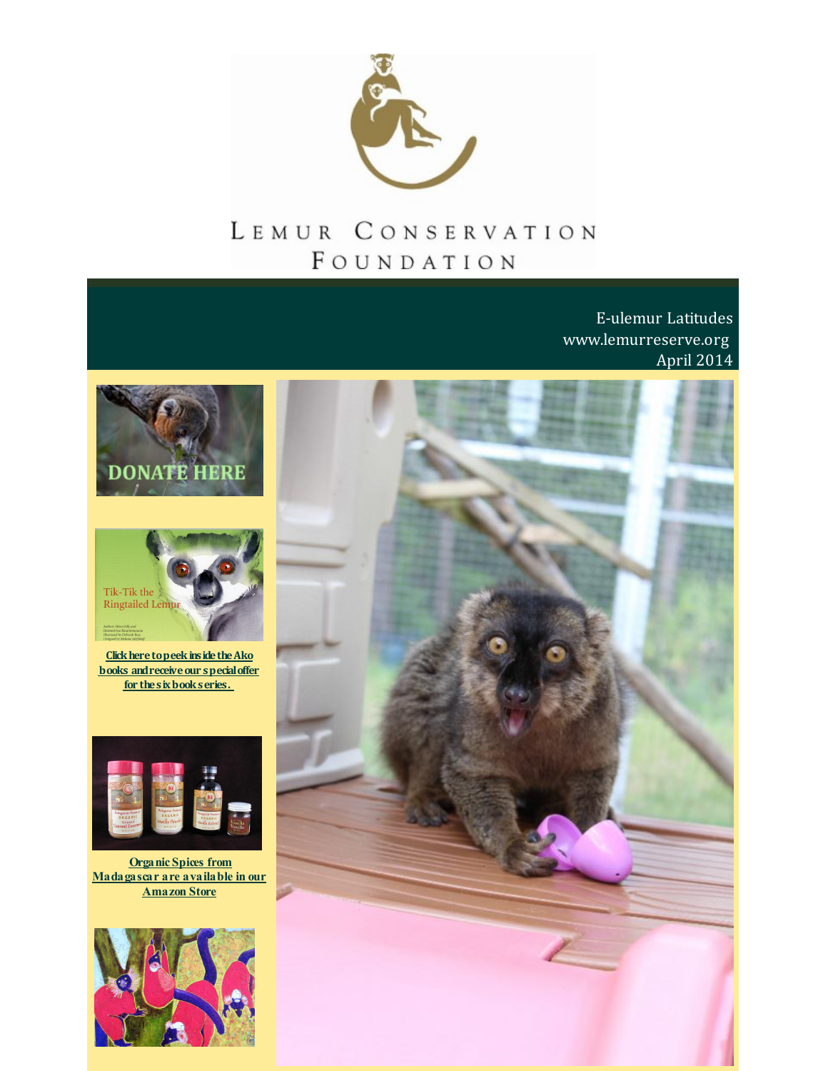# Lemur Conservation Foundation

E-ulemur Latitudes
www.lemurreserve.org
April 2014

DONATE HERE

Tik-Tik the Ringtailed Lemur

Click here to peek inside the Ako books and receive our special offer for the six book series.

Organic Spices from Madagascar are available in our Amazon Store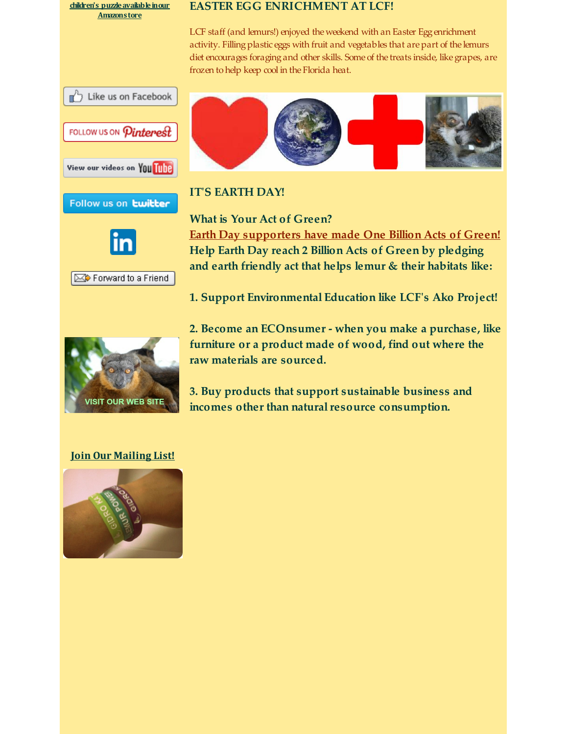[children's puzzle available in our Amazon store]

## EASTER EGG ENRICHMENT AT LCF!

LCF staff (and lemurs!) enjoyed the weekend with an Easter Egg enrichment activity. Filling plastic eggs with fruit and vegetables that are part of the lemurs diet encourages foraging and other skills. Some of the treats inside, like grapes, are frozen to help keep cool in the Florida heat.

## IT'S EARTH DAY!

**What is Your Act of Green?**
**[Earth Day supporters have made One Billion Acts of Green!]**
**Help Earth Day reach 2 Billion Acts of Green by pledging and earth friendly act that helps lemur & their habitats like:**

**1. Support Environmental Education like LCF's Ako Project!**

**2. Become an ECOnsumer - when you make a purchase, like furniture or a product made of wood, find out where the raw materials are sourced.**

**3. Buy products that support sustainable business and incomes other than natural resource consumption.**

Like us on Facebook

FOLLOW US ON Pinterest

View our videos on YouTube

Follow us on twitter

Forward to a Friend

VISIT OUR WEB SITE

**[Join Our Mailing List!]**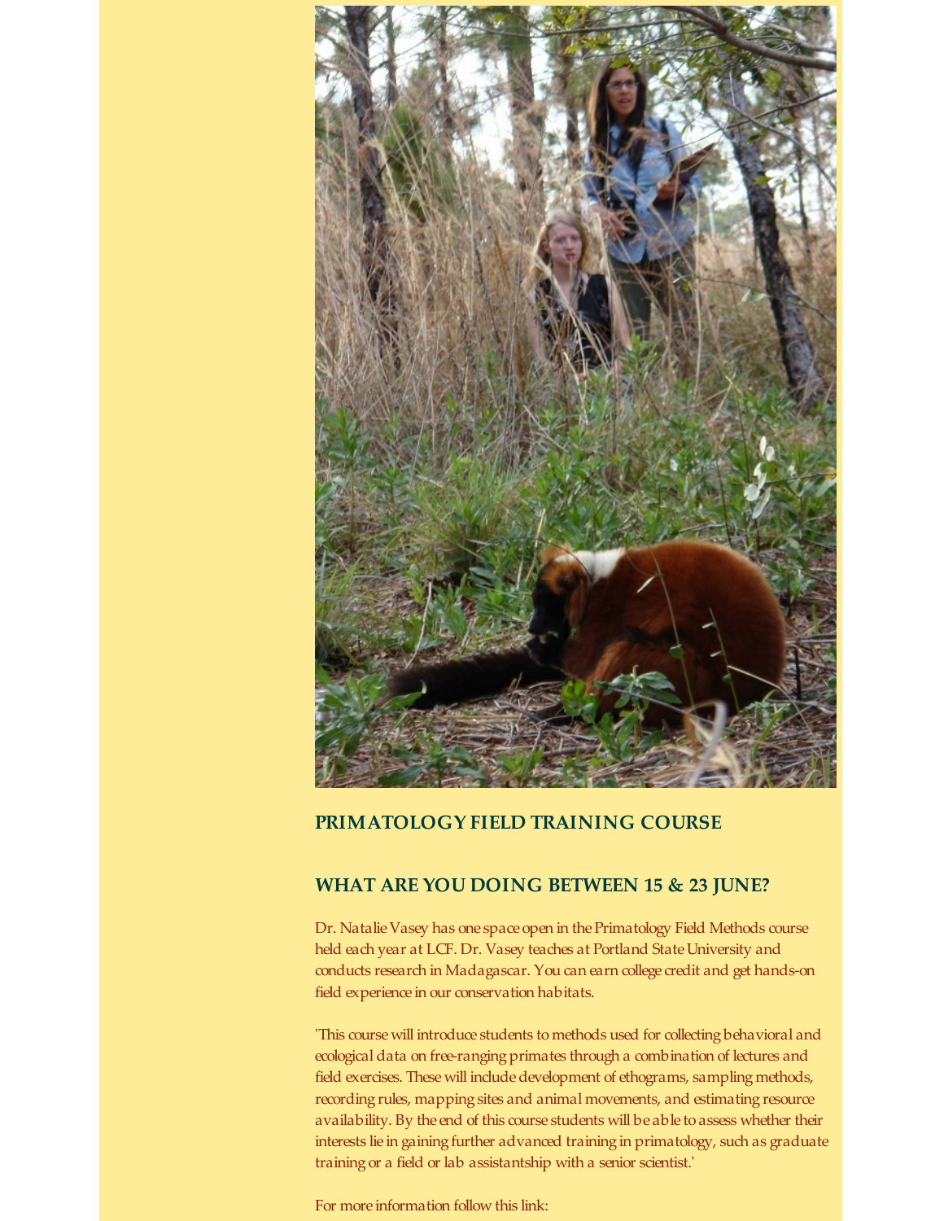## PRIMATOLOGY FIELD TRAINING COURSE

## WHAT ARE YOU DOING BETWEEN 15 & 23 JUNE?

Dr. Natalie Vasey has one space open in the Primatology Field Methods course held each year at LCF. Dr. Vasey teaches at Portland State University and conducts research in Madagascar. You can earn college credit and get hands-on field experience in our conservation habitats.

'This course will introduce students to methods used for collecting behavioral and ecological data on free-ranging primates through a combination of lectures and field exercises. These will include development of ethograms, sampling methods, recording rules, mapping sites and animal movements, and estimating resource availability. By the end of this course students will be able to assess whether their interests lie in gaining further advanced training in primatology, such as graduate training or a field or lab assistantship with a senior scientist.'

For more information follow this link: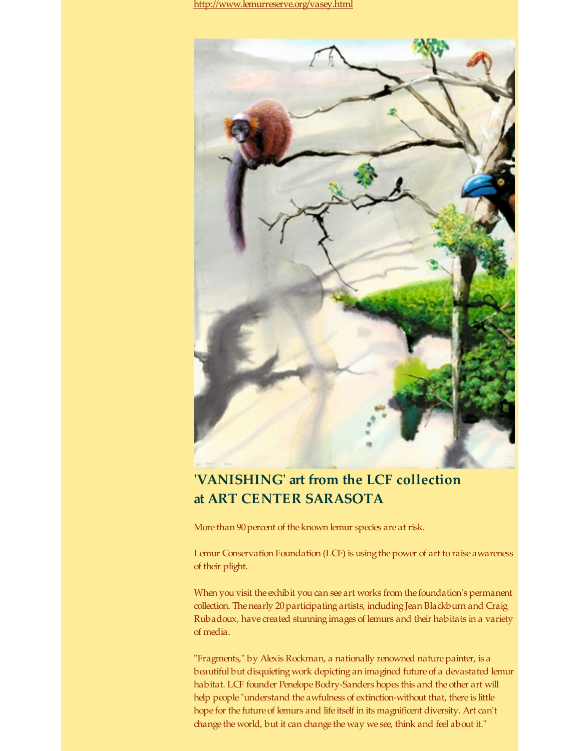http://www.lemurreserve.org/vasey.html

## 'VANISHING' art from the LCF collection at ART CENTER SARASOTA

More than 90 percent of the known lemur species are at risk.

Lemur Conservation Foundation (LCF) is using the power of art to raise awareness of their plight.

When you visit the exhibit you can see art works from the foundation's permanent collection. The nearly 20 participating artists, including Jean Blackburn and Craig Rubadoux, have created stunning images of lemurs and their habitats in a variety of media.

"Fragments," by Alexis Rockman, a nationally renowned nature painter, is a beautiful but disquieting work depicting an imagined future of a devastated lemur habitat. LCF founder Penelope Bodry-Sanders hopes this and the other art will help people "understand the awfulness of extinction-without that, there is little hope for the future of lemurs and life itself in its magnificent diversity. Art can't change the world, but it can change the way we see, think and feel about it."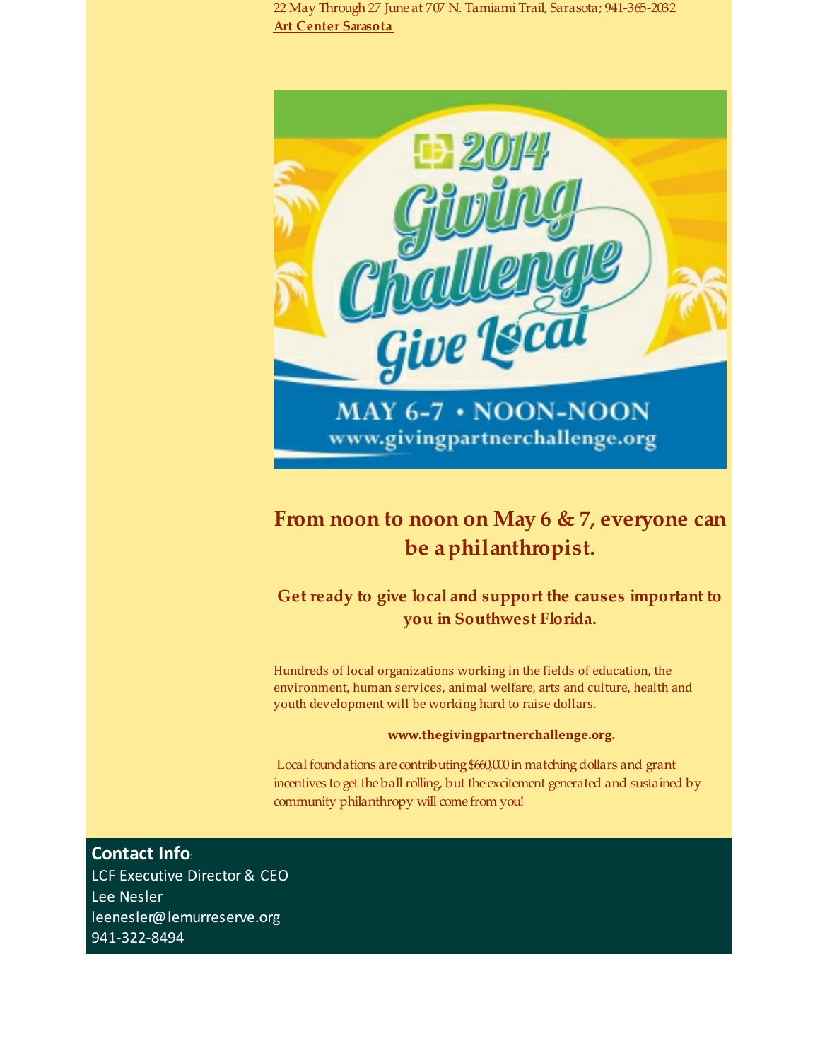22 May Through 27 June at 707 N. Tamiami Trail, Sarasota; 941-365-2032
**Art Center Sarasota**

2014 Giving Challenge
Give Local
MAY 6-7 • NOON-NOON
www.givingpartnerchallenge.org

## From noon to noon on May 6 & 7, everyone can be a philanthropist.

### Get ready to give local and support the causes important to you in Southwest Florida.

Hundreds of local organizations working in the fields of education, the environment, human services, animal welfare, arts and culture, health and youth development will be working hard to raise dollars.

**www.thegivingpartnerchallenge.org.**

Local foundations are contributing $660,000 in matching dollars and grant incentives to get the ball rolling, but the excitement generated and sustained by community philanthropy will come from you!

**Contact Info**:
LCF Executive Director & CEO
Lee Nesler
leenesler@lemurreserve.org
941-322-8494